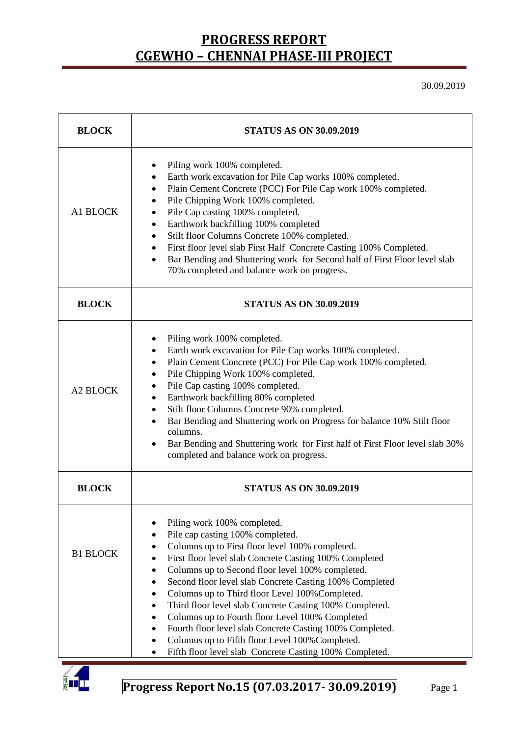# PROGRESS REPORT
# CGEWHO – CHENNAI PHASE-III PROJECT

30.09.2019

| BLOCK | STATUS AS ON 30.09.2019 |
|---|---|
| A1 BLOCK | • Piling work 100% completed.<br>• Earth work excavation for Pile Cap works 100% completed.<br>• Plain Cement Concrete (PCC) For Pile Cap work 100% completed.<br>• Pile Chipping Work 100% completed.<br>• Pile Cap casting 100% completed.<br>• Earthwork backfilling 100% completed<br>• Stilt floor Columns Concrete 100% completed.<br>• First floor level slab First Half Concrete Casting 100% Completed.<br>• Bar Bending and Shuttering work for Second half of First Floor level slab 70% completed and balance work on progress. |
| **BLOCK** | **STATUS AS ON 30.09.2019** |
| A2 BLOCK | • Piling work 100% completed.<br>• Earth work excavation for Pile Cap works 100% completed.<br>• Plain Cement Concrete (PCC) For Pile Cap work 100% completed.<br>• Pile Chipping Work 100% completed.<br>• Pile Cap casting 100% completed.<br>• Earthwork backfilling 80% completed<br>• Stilt floor Columns Concrete 90% completed.<br>• Bar Bending and Shuttering work on Progress for balance 10% Stilt floor columns.<br>• Bar Bending and Shuttering work for First half of First Floor level slab 30% completed and balance work on progress. |
| **BLOCK** | **STATUS AS ON 30.09.2019** |
| B1 BLOCK | • Piling work 100% completed.<br>• Pile cap casting 100% completed.<br>• Columns up to First floor level 100% completed.<br>• First floor level slab Concrete Casting 100% Completed<br>• Columns up to Second floor level 100% completed.<br>• Second floor level slab Concrete Casting 100% Completed<br>• Columns up to Third floor Level 100%Completed.<br>• Third floor level slab Concrete Casting 100% Completed.<br>• Columns up to Fourth floor Level 100% Completed<br>• Fourth floor level slab Concrete Casting 100% Completed.<br>• Columns up to Fifth floor Level 100%Completed.<br>• Fifth floor level slab Concrete Casting 100% Completed. |

**Progress Report No.15 (07.03.2017- 30.09.2019)**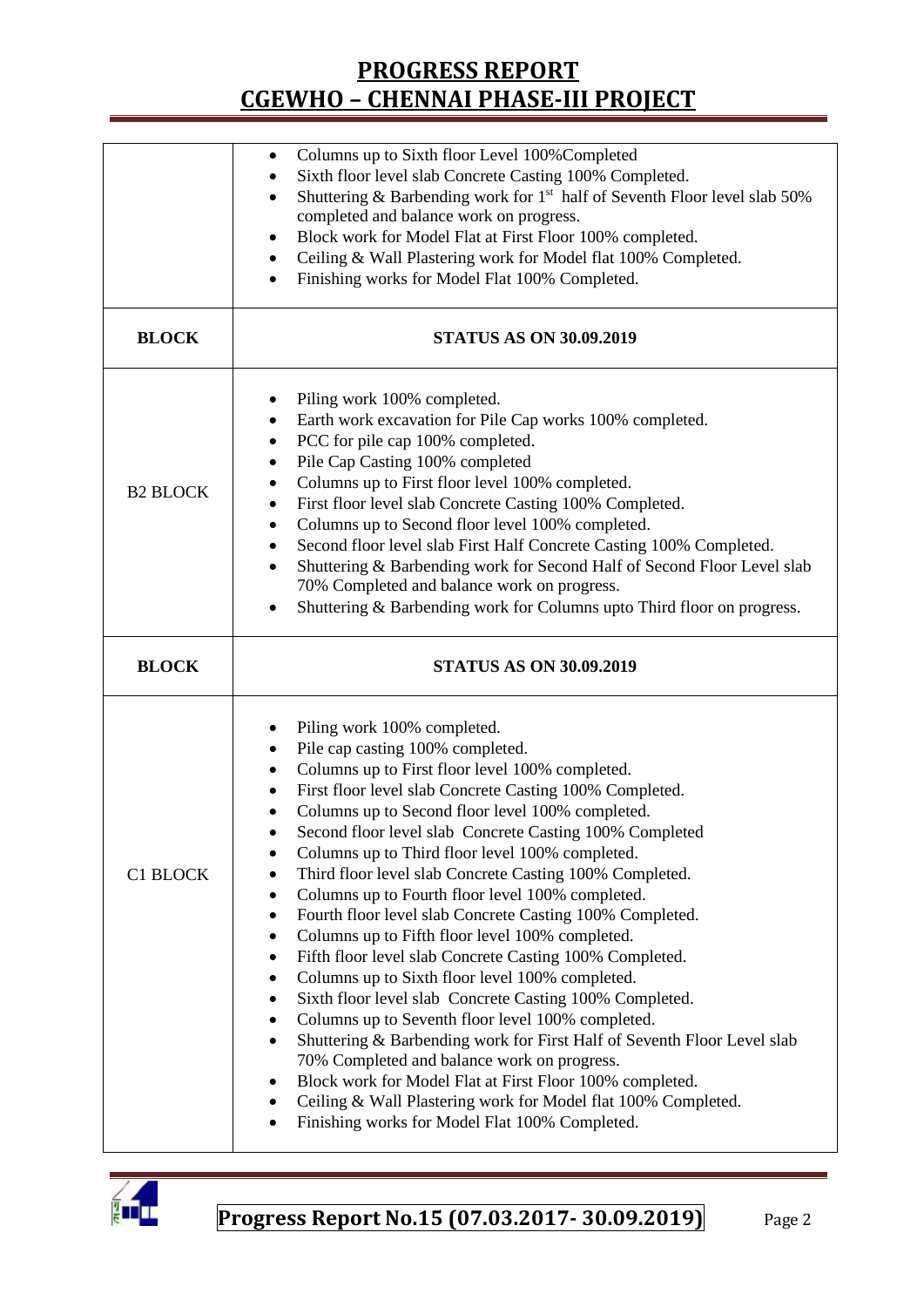| | |
|---|---|
| | • Columns up to Sixth floor Level 100%Completed<br>• Sixth floor level slab Concrete Casting 100% Completed.<br>• Shuttering & Barbending work for 1st half of Seventh Floor level slab 50% completed and balance work on progress.<br>• Block work for Model Flat at First Floor 100% completed.<br>• Ceiling & Wall Plastering work for Model flat 100% Completed.<br>• Finishing works for Model Flat 100% Completed. |
| **BLOCK** | **STATUS AS ON 30.09.2019** |
| B2 BLOCK | • Piling work 100% completed.<br>• Earth work excavation for Pile Cap works 100% completed.<br>• PCC for pile cap 100% completed.<br>• Pile Cap Casting 100% completed<br>• Columns up to First floor level 100% completed.<br>• First floor level slab Concrete Casting 100% Completed.<br>• Columns up to Second floor level 100% completed.<br>• Second floor level slab First Half Concrete Casting 100% Completed.<br>• Shuttering & Barbending work for Second Half of Second Floor Level slab 70% Completed and balance work on progress.<br>• Shuttering & Barbending work for Columns upto Third floor on progress. |
| **BLOCK** | **STATUS AS ON 30.09.2019** |
| C1 BLOCK | • Piling work 100% completed.<br>• Pile cap casting 100% completed.<br>• Columns up to First floor level 100% completed.<br>• First floor level slab Concrete Casting 100% Completed.<br>• Columns up to Second floor level 100% completed.<br>• Second floor level slab Concrete Casting 100% Completed<br>• Columns up to Third floor level 100% completed.<br>• Third floor level slab Concrete Casting 100% Completed.<br>• Columns up to Fourth floor level 100% completed.<br>• Fourth floor level slab Concrete Casting 100% Completed.<br>• Columns up to Fifth floor level 100% completed.<br>• Fifth floor level slab Concrete Casting 100% Completed.<br>• Columns up to Sixth floor level 100% completed.<br>• Sixth floor level slab Concrete Casting 100% Completed.<br>• Columns up to Seventh floor level 100% completed.<br>• Shuttering & Barbending work for First Half of Seventh Floor Level slab 70% Completed and balance work on progress.<br>• Block work for Model Flat at First Floor 100% completed.<br>• Ceiling & Wall Plastering work for Model flat 100% Completed.<br>• Finishing works for Model Flat 100% Completed. |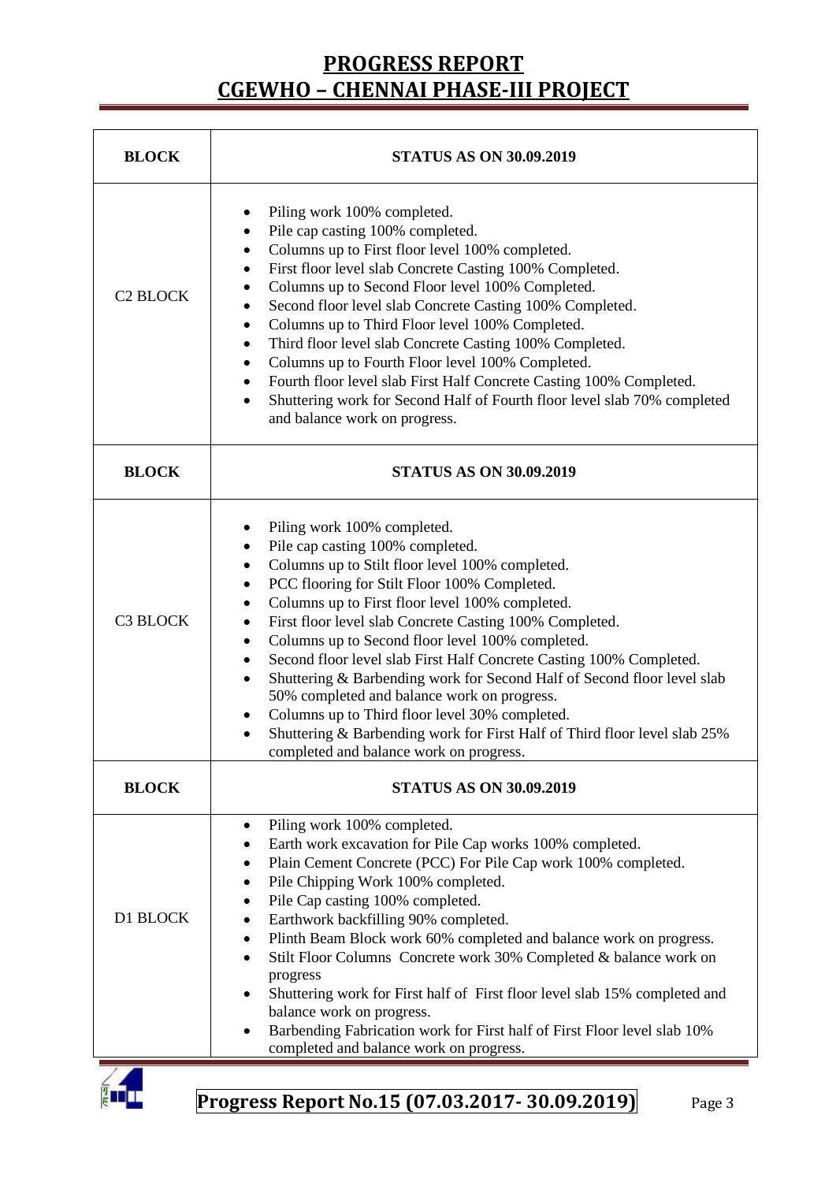# PROGRESS REPORT
# CGEWHO – CHENNAI PHASE-III PROJECT

| BLOCK | STATUS AS ON 30.09.2019 |
|---|---|
| C2 BLOCK | • Piling work 100% completed.<br>• Pile cap casting 100% completed.<br>• Columns up to First floor level 100% completed.<br>• First floor level slab Concrete Casting 100% Completed.<br>• Columns up to Second Floor level 100% Completed.<br>• Second floor level slab Concrete Casting 100% Completed.<br>• Columns up to Third Floor level 100% Completed.<br>• Third floor level slab Concrete Casting 100% Completed.<br>• Columns up to Fourth Floor level 100% Completed.<br>• Fourth floor level slab First Half Concrete Casting 100% Completed.<br>• Shuttering work for Second Half of Fourth floor level slab 70% completed and balance work on progress. |
| **BLOCK** | **STATUS AS ON 30.09.2019** |
| C3 BLOCK | • Piling work 100% completed.<br>• Pile cap casting 100% completed.<br>• Columns up to Stilt floor level 100% completed.<br>• PCC flooring for Stilt Floor 100% Completed.<br>• Columns up to First floor level 100% completed.<br>• First floor level slab Concrete Casting 100% Completed.<br>• Columns up to Second floor level 100% completed.<br>• Second floor level slab First Half Concrete Casting 100% Completed.<br>• Shuttering & Barbending work for Second Half of Second floor level slab 50% completed and balance work on progress.<br>• Columns up to Third floor level 30% completed.<br>• Shuttering & Barbending work for First Half of Third floor level slab 25% completed and balance work on progress. |
| **BLOCK** | **STATUS AS ON 30.09.2019** |
| D1 BLOCK | • Piling work 100% completed.<br>• Earth work excavation for Pile Cap works 100% completed.<br>• Plain Cement Concrete (PCC) For Pile Cap work 100% completed.<br>• Pile Chipping Work 100% completed.<br>• Pile Cap casting 100% completed.<br>• Earthwork backfilling 90% completed.<br>• Plinth Beam Block work 60% completed and balance work on progress.<br>• Stilt Floor Columns Concrete work 30% Completed & balance work on progress<br>• Shuttering work for First half of First floor level slab 15% completed and balance work on progress.<br>• Barbending Fabrication work for First half of First Floor level slab 10% completed and balance work on progress. |

**Progress Report No.15 (07.03.2017- 30.09.2019)**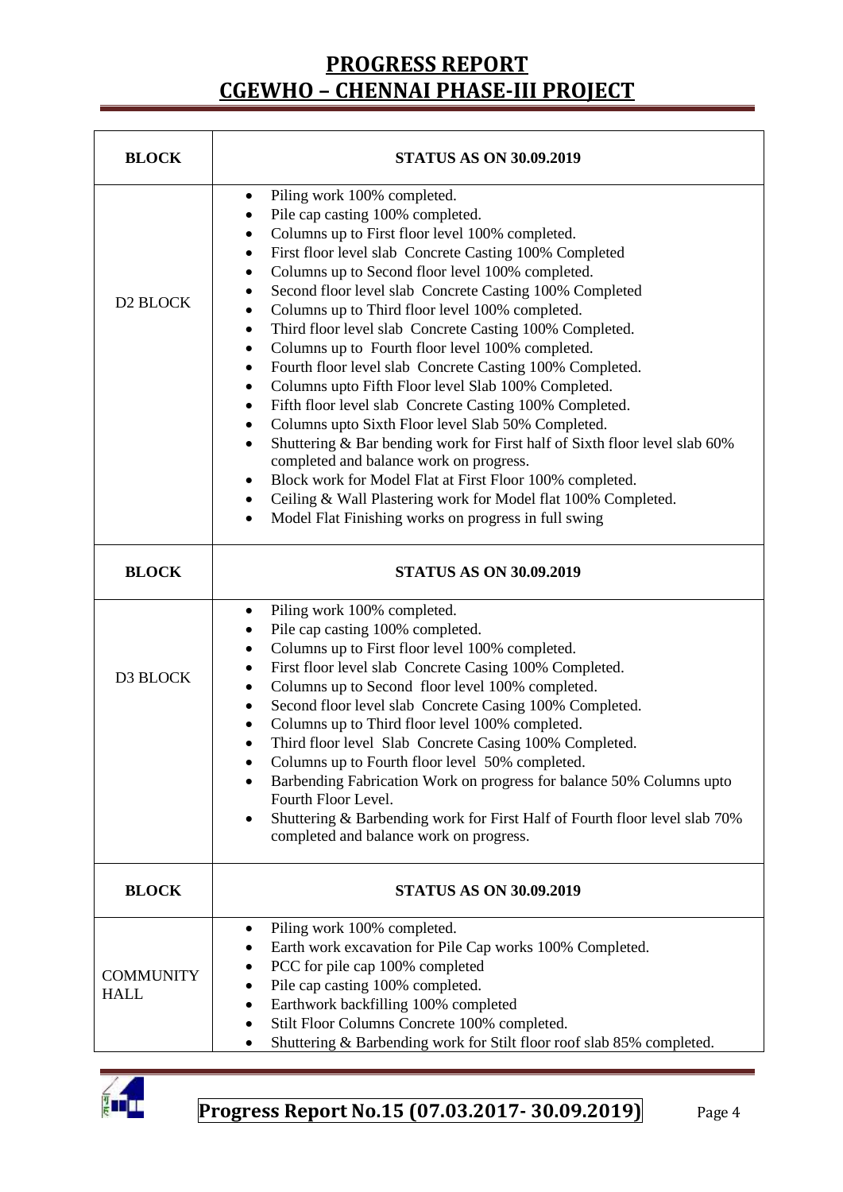# PROGRESS REPORT
# CGEWHO – CHENNAI PHASE-III PROJECT

| BLOCK | STATUS AS ON 30.09.2019 |
|---|---|
| D2 BLOCK | • Piling work 100% completed.<br>• Pile cap casting 100% completed.<br>• Columns up to First floor level 100% completed.<br>• First floor level slab Concrete Casting 100% Completed<br>• Columns up to Second floor level 100% completed.<br>• Second floor level slab Concrete Casting 100% Completed<br>• Columns up to Third floor level 100% completed.<br>• Third floor level slab Concrete Casting 100% Completed.<br>• Columns up to Fourth floor level 100% completed.<br>• Fourth floor level slab Concrete Casting 100% Completed.<br>• Columns upto Fifth Floor level Slab 100% Completed.<br>• Fifth floor level slab Concrete Casting 100% Completed.<br>• Columns upto Sixth Floor level Slab 50% Completed.<br>• Shuttering & Bar bending work for First half of Sixth floor level slab 60% completed and balance work on progress.<br>• Block work for Model Flat at First Floor 100% completed.<br>• Ceiling & Wall Plastering work for Model flat 100% Completed.<br>• Model Flat Finishing works on progress in full swing |
| **BLOCK** | **STATUS AS ON 30.09.2019** |
| D3 BLOCK | • Piling work 100% completed.<br>• Pile cap casting 100% completed.<br>• Columns up to First floor level 100% completed.<br>• First floor level slab Concrete Casing 100% Completed.<br>• Columns up to Second floor level 100% completed.<br>• Second floor level slab Concrete Casing 100% Completed.<br>• Columns up to Third floor level 100% completed.<br>• Third floor level Slab Concrete Casing 100% Completed.<br>• Columns up to Fourth floor level 50% completed.<br>• Barbending Fabrication Work on progress for balance 50% Columns upto Fourth Floor Level.<br>• Shuttering & Barbending work for First Half of Fourth floor level slab 70% completed and balance work on progress. |
| **BLOCK** | **STATUS AS ON 30.09.2019** |
| COMMUNITY HALL | • Piling work 100% completed.<br>• Earth work excavation for Pile Cap works 100% Completed.<br>• PCC for pile cap 100% completed<br>• Pile cap casting 100% completed.<br>• Earthwork backfilling 100% completed<br>• Stilt Floor Columns Concrete 100% completed.<br>• Shuttering & Barbending work for Stilt floor roof slab 85% completed. |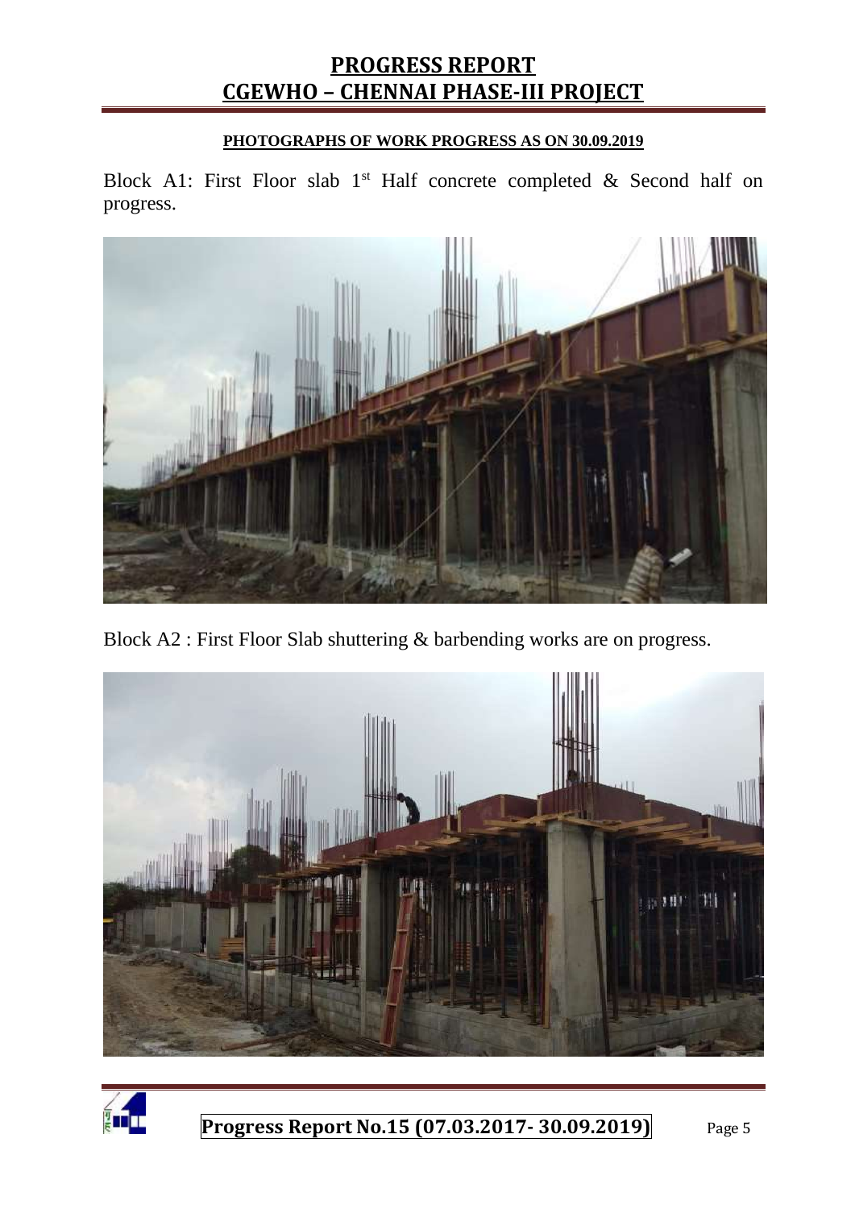#### PHOTOGRAPHS OF WORK PROGRESS AS ON 30.09.2019

Block A1: First Floor slab 1st Half concrete completed & Second half on progress.

Block A2 : First Floor Slab shuttering & barbending works are on progress.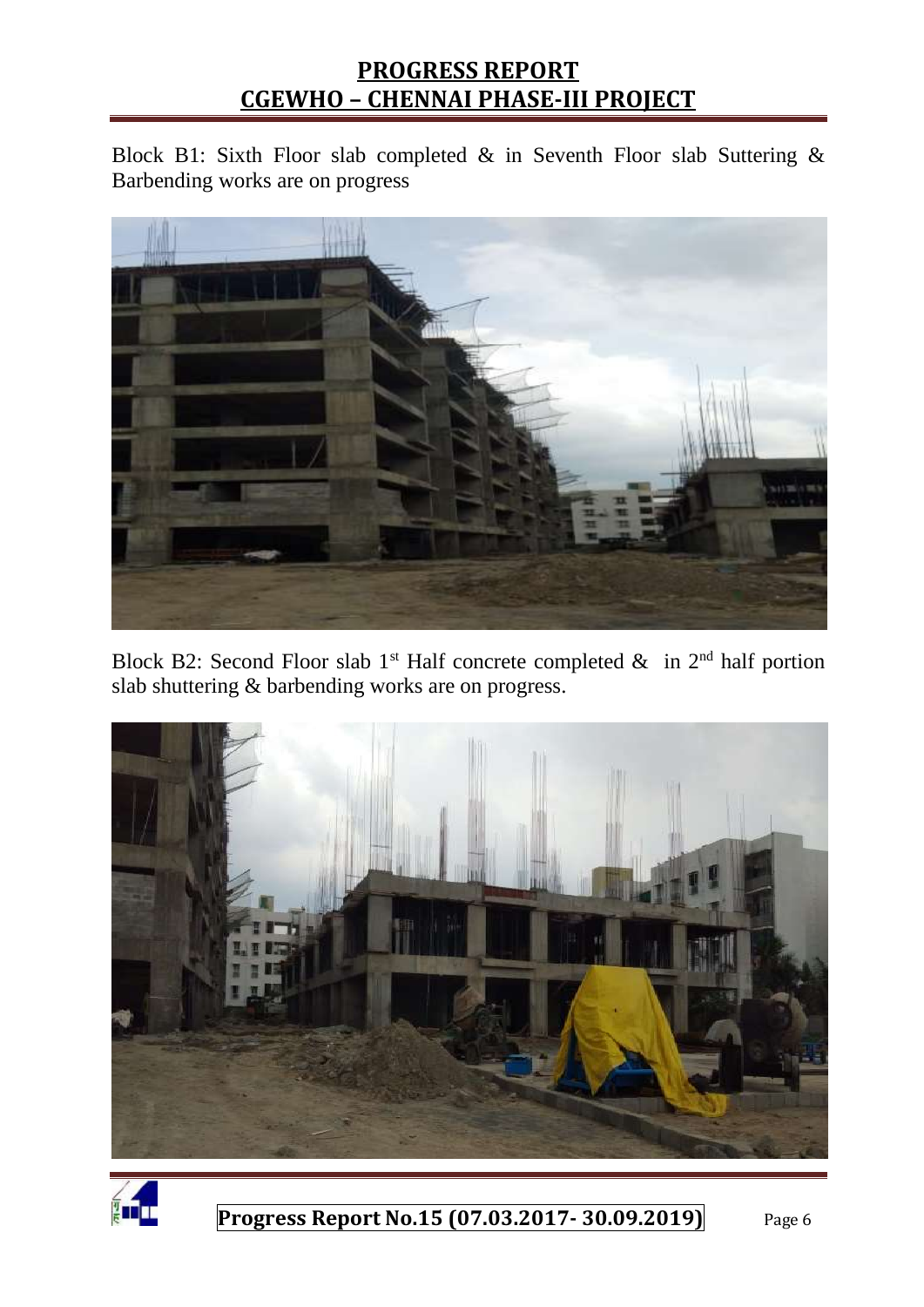Block B1: Sixth Floor slab completed & in Seventh Floor slab Suttering & Barbending works are on progress

Block B2: Second Floor slab 1st Half concrete completed & in 2nd half portion slab shuttering & barbending works are on progress.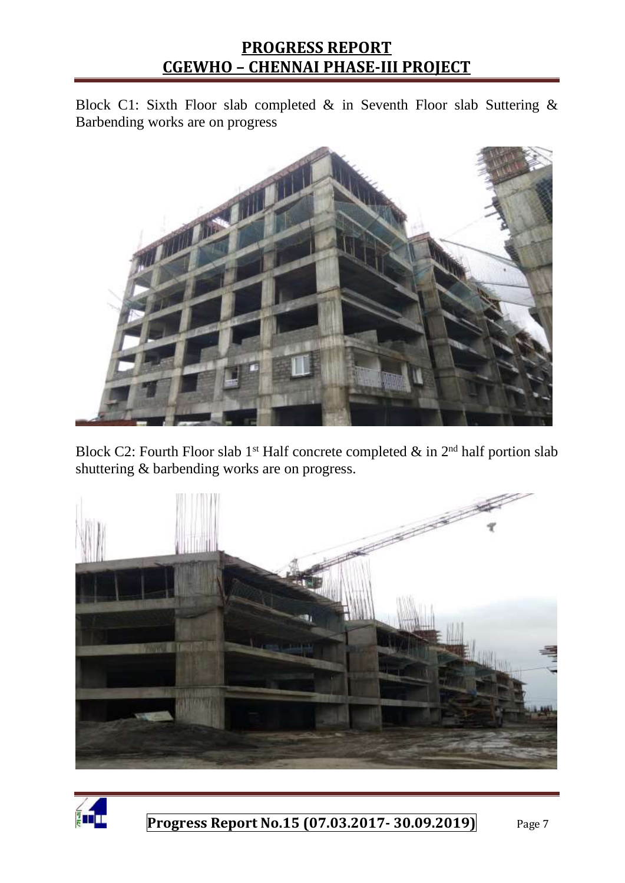Block C1: Sixth Floor slab completed & in Seventh Floor slab Suttering & Barbending works are on progress

Block C2: Fourth Floor slab 1st Half concrete completed & in 2nd half portion slab shuttering & barbending works are on progress.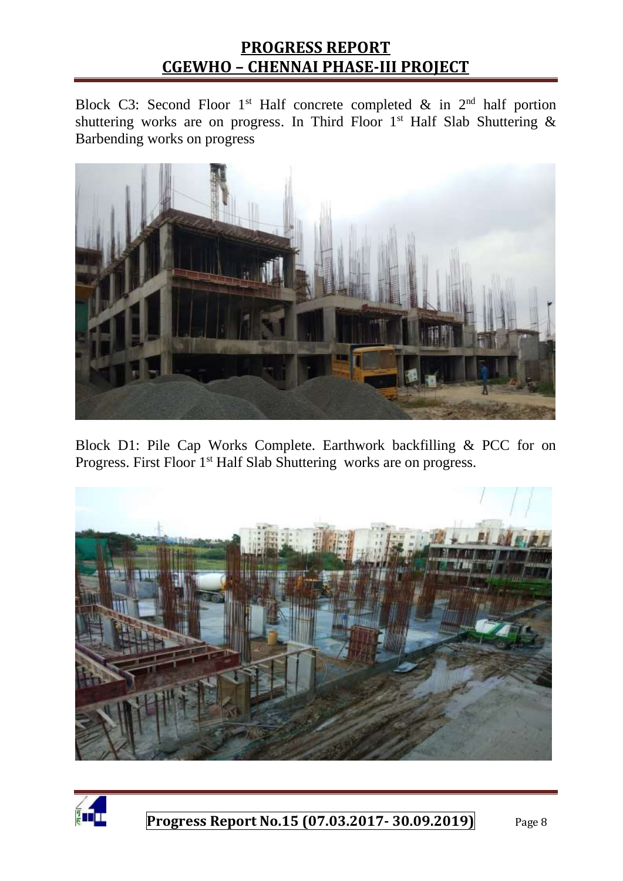Block C3: Second Floor 1st Half concrete completed & in 2nd half portion shuttering works are on progress. In Third Floor 1st Half Slab Shuttering & Barbending works on progress

Block D1: Pile Cap Works Complete. Earthwork backfilling & PCC for on Progress. First Floor 1st Half Slab Shuttering works are on progress.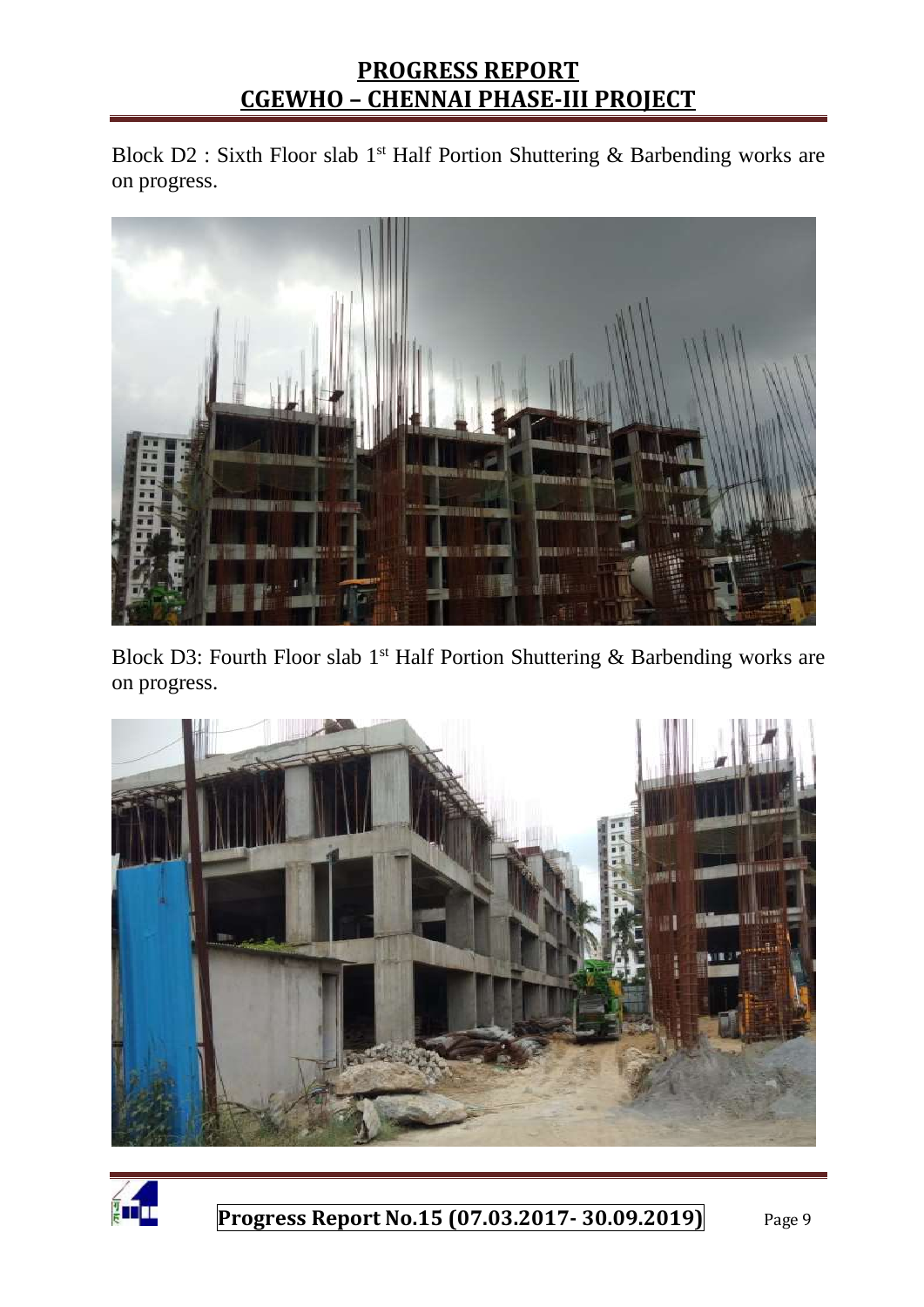Block D2 : Sixth Floor slab 1st Half Portion Shuttering & Barbending works are on progress.

Block D3: Fourth Floor slab 1st Half Portion Shuttering & Barbending works are on progress.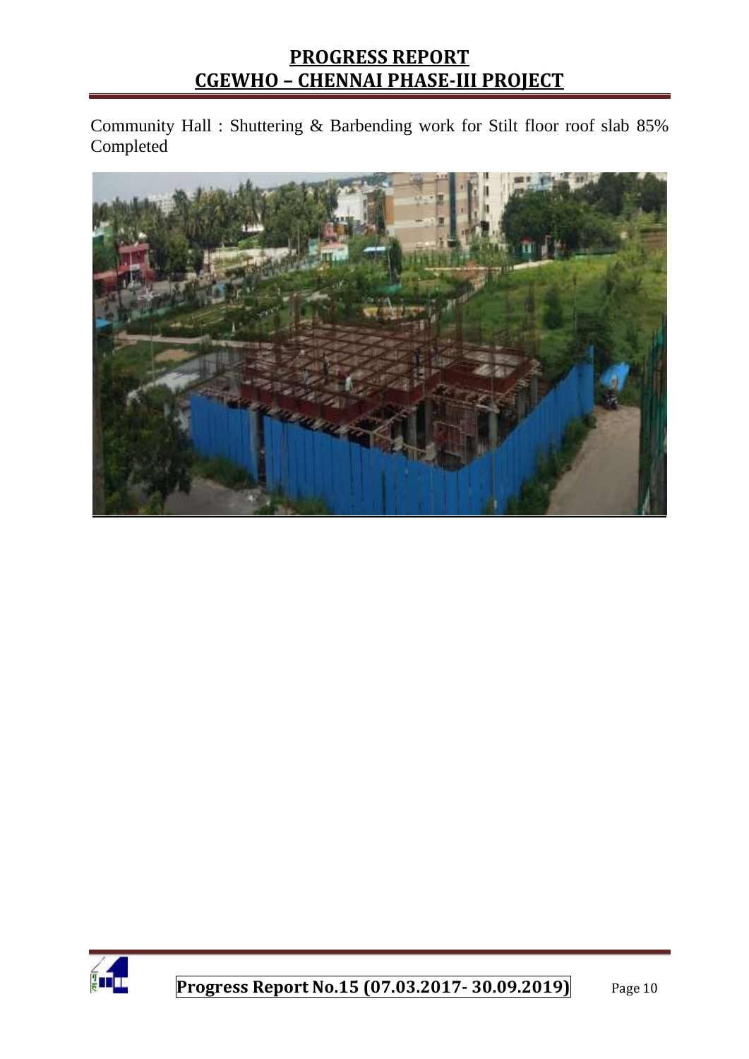Community Hall : Shuttering & Barbending work for Stilt floor roof slab 85% Completed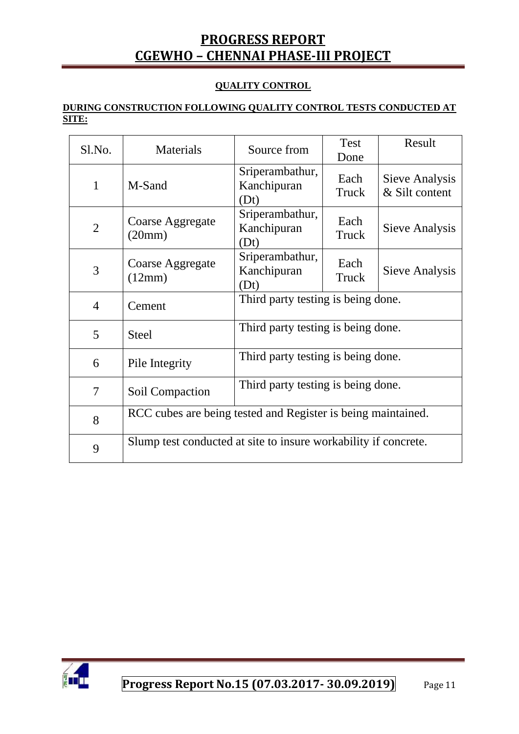## QUALITY CONTROL

**DURING CONSTRUCTION FOLLOWING QUALITY CONTROL TESTS CONDUCTED AT SITE:**

| Sl.No. | Materials | Source from | Test Done | Result |
|---|---|---|---|---|
| 1 | M-Sand | Sriperambathur, Kanchipuran (Dt) | Each Truck | Sieve Analysis & Silt content |
| 2 | Coarse Aggregate (20mm) | Sriperambathur, Kanchipuran (Dt) | Each Truck | Sieve Analysis |
| 3 | Coarse Aggregate (12mm) | Sriperambathur, Kanchipuran (Dt) | Each Truck | Sieve Analysis |
| 4 | Cement | Third party testing is being done. | | |
| 5 | Steel | Third party testing is being done. | | |
| 6 | Pile Integrity | Third party testing is being done. | | |
| 7 | Soil Compaction | Third party testing is being done. | | |
| 8 | RCC cubes are being tested and Register is being maintained. | | | |
| 9 | Slump test conducted at site to insure workability if concrete. | | | |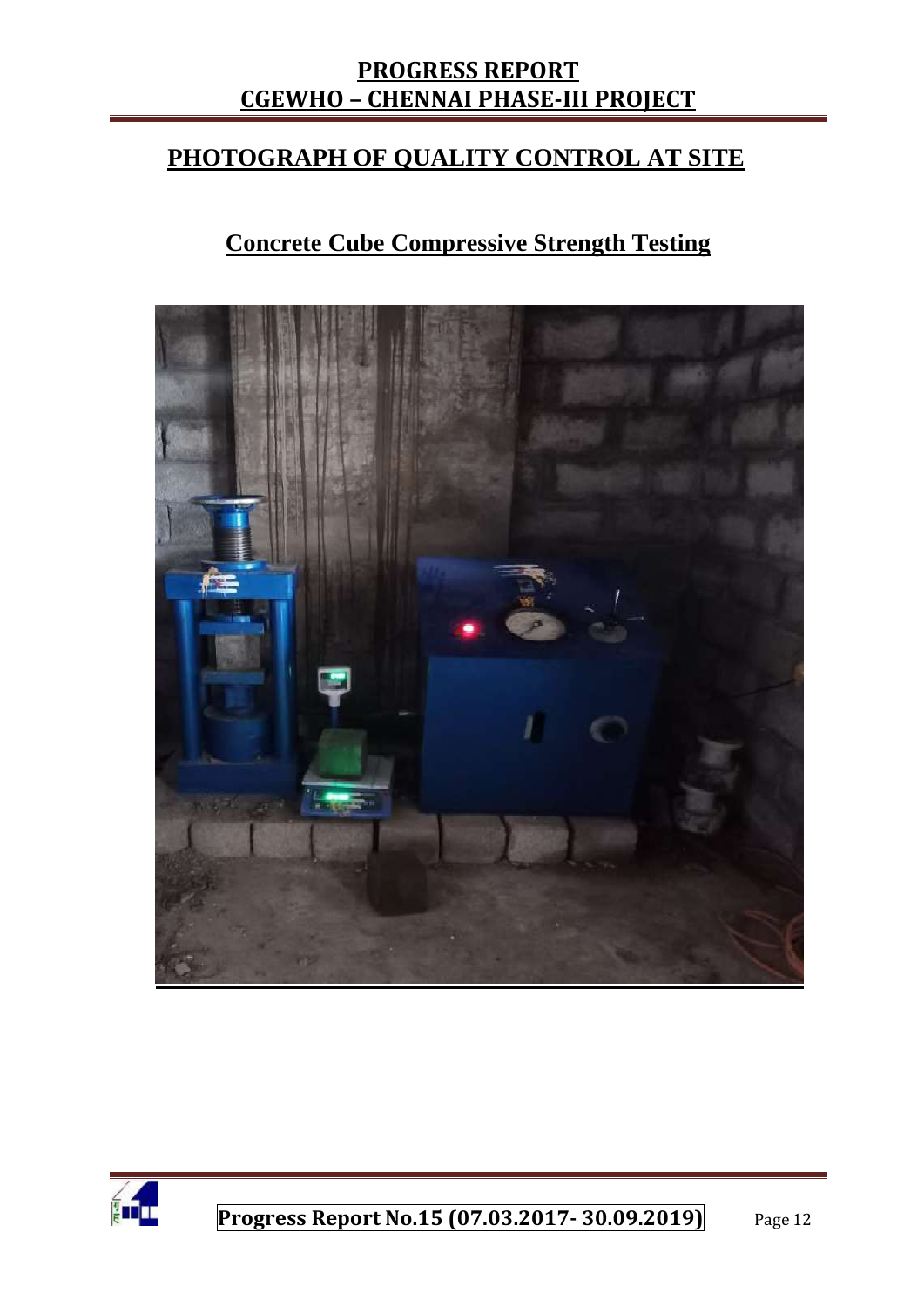## PHOTOGRAPH OF QUALITY CONTROL AT SITE

### Concrete Cube Compressive Strength Testing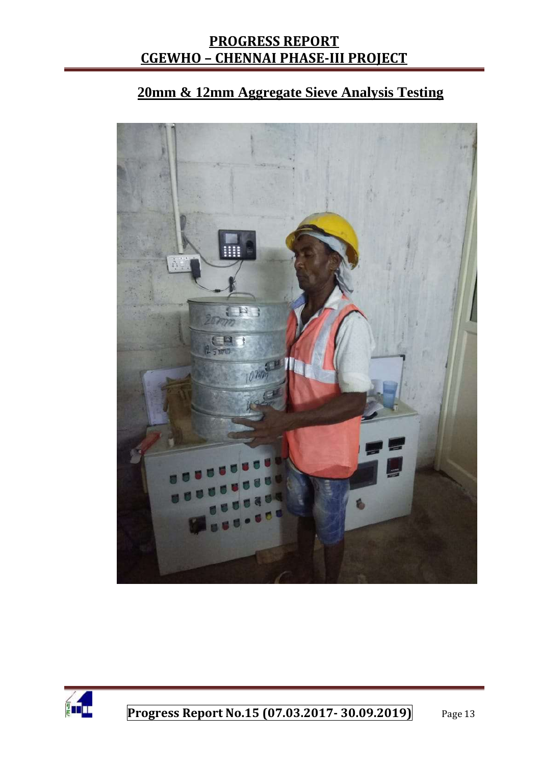## 20mm & 12mm Aggregate Sieve Analysis Testing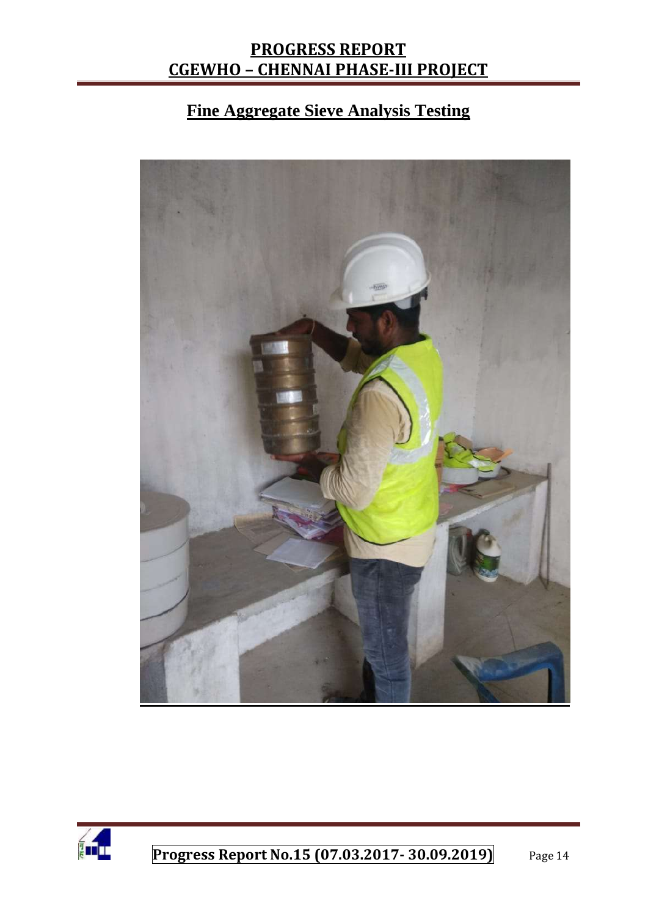## Fine Aggregate Sieve Analysis Testing